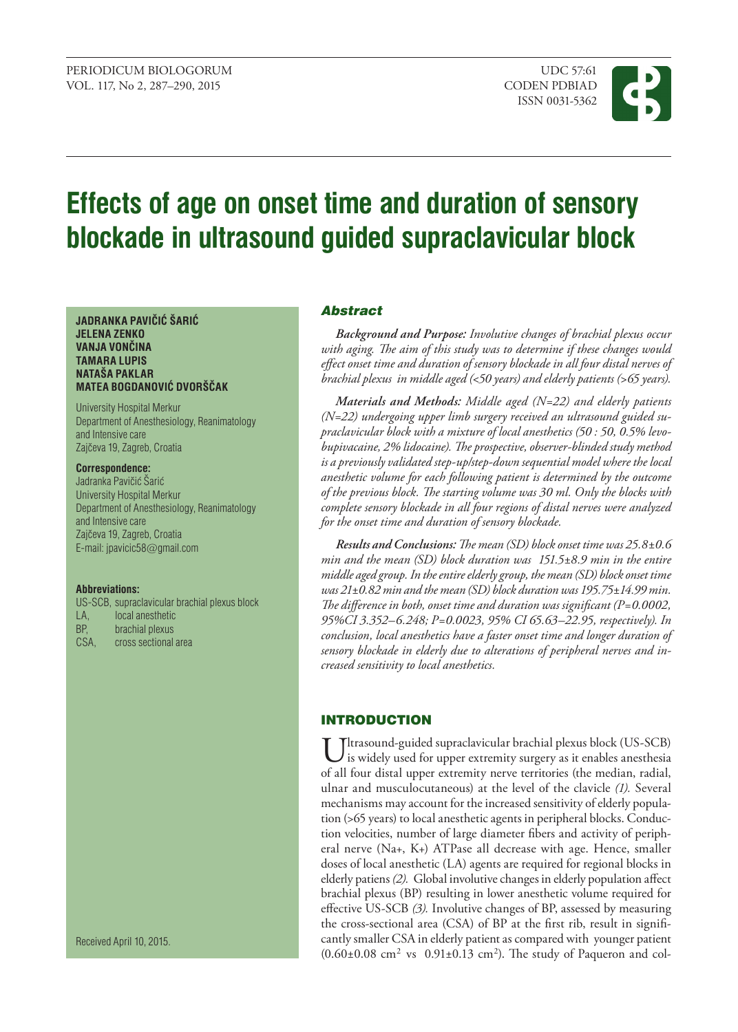# Effects of age on onset time and duration of sensory blockade in ultrasound guided supraclavicular block

**JADRANKA PAVIČIĆ ŠARIĆ**
**JELENA ZENKO**
**VANJA VONČINA**
**TAMARA LUPIS**
**NATAŠA PAKLAR**
**MATEA BOGDANOVIĆ DVORŠČAK**

University Hospital Merkur
Department of Anesthesiology, Reanimatology and Intensive care
Zajčeva 19, Zagreb, Croatia

**Correspondence:**
Jadranka Pavičić Šarić
University Hospital Merkur
Department of Anesthesiology, Reanimatology and Intensive care
Zajčeva 19, Zagreb, Croatia
E-mail: jpavicic58@gmail.com

**Abbreviations:**

US-SCB, supraclavicular brachial plexus block
LA, local anesthetic
BP, brachial plexus
CSA, cross sectional area

Received April 10, 2015.

## Abstract

***Background and Purpose:*** *Involutive changes of brachial plexus occur with aging. The aim of this study was to determine if these changes would effect onset time and duration of sensory blockade in all four distal nerves of brachial plexus in middle aged (<50 years) and elderly patients (>65 years).*

***Materials and Methods:*** *Middle aged (N=22) and elderly patients (N=22) undergoing upper limb surgery received an ultrasound guided supraclavicular block with a mixture of local anesthetics (50 : 50, 0.5% levobupivacaine, 2% lidocaine). The prospective, observer-blinded study method is a previously validated step-up/step-down sequential model where the local anesthetic volume for each following patient is determined by the outcome of the previous block. The starting volume was 30 ml. Only the blocks with complete sensory blockade in all four regions of distal nerves were analyzed for the onset time and duration of sensory blockade.*

***Results and Conclusions:*** *The mean (SD) block onset time was 25.8±0.6 min and the mean (SD) block duration was 151.5±8.9 min in the entire middle aged group. In the entire elderly group, the mean (SD) block onset time was 21±0.82 min and the mean (SD) block duration was 195.75±14.99 min. The difference in both, onset time and duration was significant (P=0.0002, 95%CI 3.352–6.248; P=0.0023, 95% CI 65.63–22.95, respectively). In conclusion, local anesthetics have a faster onset time and longer duration of sensory blockade in elderly due to alterations of peripheral nerves and increased sensitivity to local anesthetics.*

## INTRODUCTION

Ultrasound-guided supraclavicular brachial plexus block (US-SCB) is widely used for upper extremity surgery as it enables anesthesia of all four distal upper extremity nerve territories (the median, radial, ulnar and musculocutaneous) at the level of the clavicle *(1).* Several mechanisms may account for the increased sensitivity of elderly population (>65 years) to local anesthetic agents in peripheral blocks. Conduction velocities, number of large diameter fibers and activity of peripheral nerve ($Na^+$, $K^+$) ATPase all decrease with age. Hence, smaller doses of local anesthetic (LA) agents are required for regional blocks in elderly patiens *(2).* Global involutive changes in elderly population affect brachial plexus (BP) resulting in lower anesthetic volume required for effective US-SCB *(3).* Involutive changes of BP, assessed by measuring the cross-sectional area (CSA) of BP at the first rib, result in significantly smaller CSA in elderly patient as compared with younger patient (0.60±0.08 $cm^2$ vs 0.91±0.13 $cm^2$). The study of Paqueron and col-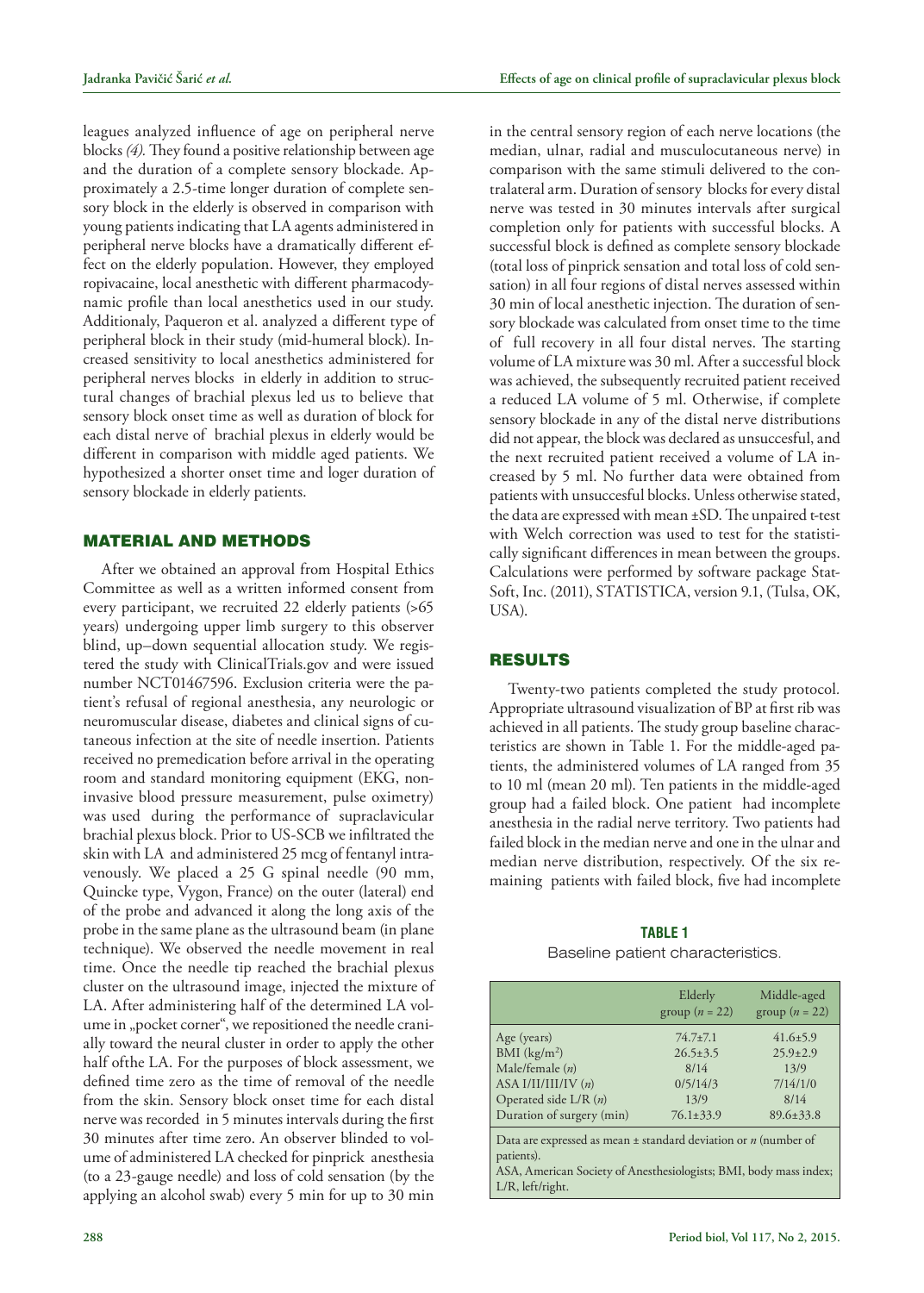leagues analyzed influence of age on peripheral nerve blocks *(4)*. They found a positive relationship between age and the duration of a complete sensory blockade. Approximately a 2.5-time longer duration of complete sensory block in the elderly is observed in comparison with young patients indicating that LA agents administered in peripheral nerve blocks have a dramatically different effect on the elderly population. However, they employed ropivacaine, local anesthetic with different pharmacodynamic profile than local anesthetics used in our study. Additionaly, Paqueron et al. analyzed a different type of peripheral block in their study (mid-humeral block). Increased sensitivity to local anesthetics administered for peripheral nerves blocks in elderly in addition to structural changes of brachial plexus led us to believe that sensory block onset time as well as duration of block for each distal nerve of brachial plexus in elderly would be different in comparison with middle aged patients. We hypothesized a shorter onset time and loger duration of sensory blockade in elderly patients.

## MATERIAL AND METHODS

After we obtained an approval from Hospital Ethics Committee as well as a written informed consent from every participant, we recruited 22 elderly patients (>65 years) undergoing upper limb surgery to this observer blind, up–down sequential allocation study. We registered the study with ClinicalTrials.gov and were issued number NCT01467596. Exclusion criteria were the patient's refusal of regional anesthesia, any neurologic or neuromuscular disease, diabetes and clinical signs of cutaneous infection at the site of needle insertion. Patients received no premedication before arrival in the operating room and standard monitoring equipment (EKG, noninvasive blood pressure measurement, pulse oximetry) was used during the performance of supraclavicular brachial plexus block. Prior to US-SCB we infiltrated the skin with LA and administered 25 mcg of fentanyl intravenously. We placed a 25 G spinal needle (90 mm, Quincke type, Vygon, France) on the outer (lateral) end of the probe and advanced it along the long axis of the probe in the same plane as the ultrasound beam (in plane technique). We observed the needle movement in real time. Once the needle tip reached the brachial plexus cluster on the ultrasound image, injected the mixture of LA. After administering half of the determined LA volume in „pocket corner", we repositioned the needle cranially toward the neural cluster in order to apply the other half ofthe LA. For the purposes of block assessment, we defined time zero as the time of removal of the needle from the skin. Sensory block onset time for each distal nerve was recorded in 5 minutes intervals during the first 30 minutes after time zero. An observer blinded to volume of administered LA checked for pinprick anesthesia (to a 23-gauge needle) and loss of cold sensation (by the applying an alcohol swab) every 5 min for up to 30 min in the central sensory region of each nerve locations (the median, ulnar, radial and musculocutaneous nerve) in comparison with the same stimuli delivered to the contralateral arm. Duration of sensory blocks for every distal nerve was tested in 30 minutes intervals after surgical completion only for patients with successful blocks. A successful block is defined as complete sensory blockade (total loss of pinprick sensation and total loss of cold sensation) in all four regions of distal nerves assessed within 30 min of local anesthetic injection. The duration of sensory blockade was calculated from onset time to the time of full recovery in all four distal nerves. The starting volume of LA mixture was 30 ml. After a successful block was achieved, the subsequently recruited patient received a reduced LA volume of 5 ml. Otherwise, if complete sensory blockade in any of the distal nerve distributions did not appear, the block was declared as unsuccesful, and the next recruited patient received a volume of LA increased by 5 ml. No further data were obtained from patients with unsuccesful blocks. Unless otherwise stated, the data are expressed with mean ±SD. The unpaired t-test with Welch correction was used to test for the statistically significant differences in mean between the groups. Calculations were performed by software package StatSoft, Inc. (2011), STATISTICA, version 9.1, (Tulsa, OK, USA).

## RESULTS

Twenty-two patients completed the study protocol. Appropriate ultrasound visualization of BP at first rib was achieved in all patients. The study group baseline characteristics are shown in Table 1. For the middle-aged patients, the administered volumes of LA ranged from 35 to 10 ml (mean 20 ml). Ten patients in the middle-aged group had a failed block. One patient had incomplete anesthesia in the radial nerve territory. Two patients had failed block in the median nerve and one in the ulnar and median nerve distribution, respectively. Of the six remaining patients with failed block, five had incomplete

**TABLE 1**
Baseline patient characteristics.

| | Elderly group ($n$ = 22) | Middle-aged group ($n$ = 22) |
|---|---|---|
| Age (years) | 74.7±7.1 | 41.6±5.9 |
| BMI (kg/m$^2$) | 26.5±3.5 | 25.9±2.9 |
| Male/female ($n$) | 8/14 | 13/9 |
| ASA I/II/III/IV ($n$) | 0/5/14/3 | 7/14/1/0 |
| Operated side L/R ($n$) | 13/9 | 8/14 |
| Duration of surgery (min) | 76.1±33.9 | 89.6±33.8 |

Data are expressed as mean ± standard deviation or $n$ (number of patients).
ASA, American Society of Anesthesiologists; BMI, body mass index; L/R, left/right.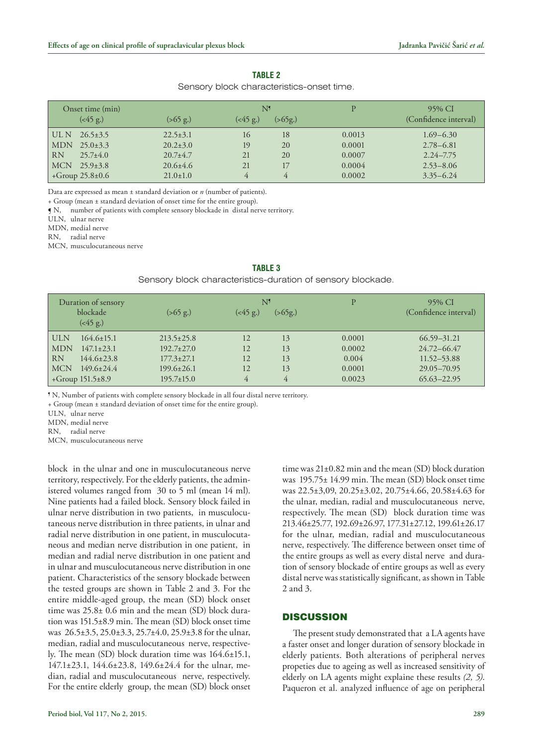**TABLE 2**

Sensory block characteristics-onset time.

| Onset time (min) (<45 g.) | (>65 g.) | N¶ (<45 g.) | N¶ (>65g.) | P | 95% CI (Confidence interval) |
|---|---|---|---|---|---|
| UL N 26.5±3.5 | 22.5±3.1 | 16 | 18 | 0.0013 | 1.69–6.30 |
| MDN 25.0±3.3 | 20.2±3.0 | 19 | 20 | 0.0001 | 2.78–6.81 |
| RN 25.7±4.0 | 20.7±4.7 | 21 | 20 | 0.0007 | 2.24–7.75 |
| MCN 25.9±3.8 | 20.6±4.6 | 21 | 17 | 0.0004 | 2.53–8.06 |
| +Group 25.8±0.6 | 21.0±1.0 | 4 | 4 | 0.0002 | 3.35–6.24 |

Data are expressed as mean ± standard deviation or *n* (number of patients).
+ Group (mean ± standard deviation of onset time for the entire group).
¶ N, number of patients with complete sensory blockade in distal nerve territory.
ULN, ulnar nerve
MDN, medial nerve
RN, radial nerve
MCN, musculocutaneous nerve

**TABLE 3**

Sensory block characteristics-duration of sensory blockade.

| Duration of sensory blockade (<45 g.) | (>65 g.) | N¶ (<45 g.) | N¶ (>65g.) | P | 95% CI (Confidence interval) |
|---|---|---|---|---|---|
| ULN 164.6±15.1 | 213.5±25.8 | 12 | 13 | 0.0001 | 66.59–31.21 |
| MDN 147.1±23.1 | 192.7±27.0 | 12 | 13 | 0.0002 | 24.72–66.47 |
| RN 144.6±23.8 | 177.3±27.1 | 12 | 13 | 0.004 | 11.52–53.88 |
| MCN 149.6±24.4 | 199.6±26.1 | 12 | 13 | 0.0001 | 29.05–70.95 |
| +Group 151.5±8.9 | 195.7±15.0 | 4 | 4 | 0.0023 | 65.63–22.95 |

¶ N, Number of patients with complete sensory blockade in all four distal nerve territory.
+ Group (mean ± standard deviation of onset time for the entire group).
ULN, ulnar nerve
MDN, medial nerve
RN, radial nerve
MCN, musculocutaneous nerve

block in the ulnar and one in musculocutaneous nerve territory, respectively. For the elderly patients, the administered volumes ranged from 30 to 5 ml (mean 14 ml). Nine patients had a failed block. Sensory block failed in ulnar nerve distribution in two patients, in musculocutaneous nerve distribution in three patients, in ulnar and radial nerve distribution in one patient, in musculocutaneous and median nerve distribution in one patient, in median and radial nerve distribution in one patient and in ulnar and musculocutaneous nerve distribution in one patient. Characteristics of the sensory blockade between the tested groups are shown in Table 2 and 3. For the entire middle-aged group, the mean (SD) block onset time was 25.8± 0.6 min and the mean (SD) block duration was 151.5±8.9 min. The mean (SD) block onset time was 26.5±3.5, 25.0±3.3, 25.7±4.0, 25.9±3.8 for the ulnar, median, radial and musculocutaneous nerve, respectively. The mean (SD) block duration time was 164.6±15.1, 147.1±23.1, 144.6±23.8, 149.6±24.4 for the ulnar, median, radial and musculocutaneous nerve, respectively. For the entire elderly group, the mean (SD) block onset time was 21±0.82 min and the mean (SD) block duration was 195.75± 14.99 min. The mean (SD) block onset time was 22.5±3,09, 20.25±3.02, 20.75±4.66, 20.58±4.63 for the ulnar, median, radial and musculocutaneous nerve, respectively. The mean (SD) block duration time was 213.46±25.77, 192.69±26.97, 177.31±27.12, 199.61±26.17 for the ulnar, median, radial and musculocutaneous nerve, respectively. The difference between onset time of the entire groups as well as every distal nerve and duration of sensory blockade of entire groups as well as every distal nerve was statistically significant, as shown in Table 2 and 3.

## DISCUSSION

The present study demonstrated that a LA agents have a faster onset and longer duration of sensory blockade in elderly patients. Both alterations of peripheral nerves propeties due to ageing as well as increased sensitivity of elderly on LA agents might explaine these results *(2, 5)*. Paqueron et al. analyzed influence of age on peripheral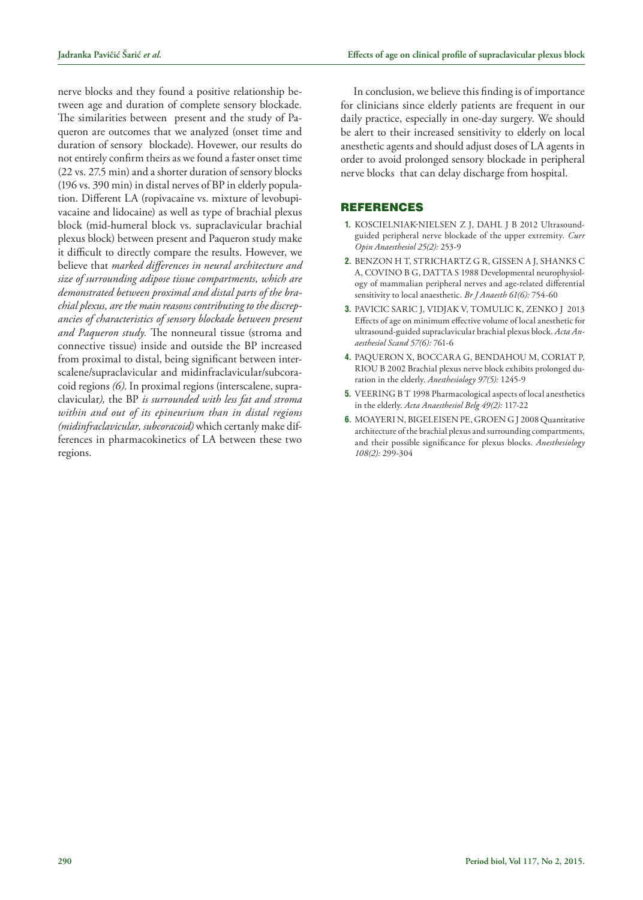nerve blocks and they found a positive relationship between age and duration of complete sensory blockade. The similarities between present and the study of Paqueron are outcomes that we analyzed (onset time and duration of sensory blockade). However, our results do not entirely confirm theirs as we found a faster onset time (22 vs. 27.5 min) and a shorter duration of sensory blocks (196 vs. 390 min) in distal nerves of BP in elderly population. Different LA (ropivacaine vs. mixture of levobupivacaine and lidocaine) as well as type of brachial plexus block (mid-humeral block vs. supraclavicular brachial plexus block) between present and Paqueron study make it difficult to directly compare the results. However, we believe that *marked differences in neural architecture and size of surrounding adipose tissue compartments, which are demonstrated between proximal and distal parts of the brachial plexus, are the main reasons contributing to the discrepancies of characteristics of sensory blockade between present and Paqueron study.* The nonneural tissue (stroma and connective tissue) inside and outside the BP increased from proximal to distal, being significant between interscalene/supraclavicular and midinfraclavicular/subcoracoid regions *(6)*. In proximal regions (interscalene, supraclavicular*),* the BP *is surrounded with less fat and stroma within and out of its epineurium than in distal regions (midinfraclavicular, subcoracoid)* which certanly make differences in pharmacokinetics of LA between these two regions.

In conclusion, we believe this finding is of importance for clinicians since elderly patients are frequent in our daily practice, especially in one-day surgery. We should be alert to their increased sensitivity to elderly on local anesthetic agents and should adjust doses of LA agents in order to avoid prolonged sensory blockade in peripheral nerve blocks that can delay discharge from hospital.

## REFERENCES

1. KOSCIELNIAK-NIELSEN Z J, DAHL J B 2012 Ultrasound-guided peripheral nerve blockade of the upper extremity. *Curr Opin Anaesthesiol 25(2):* 253-9
2. BENZON H T, STRICHARTZ G R, GISSEN A J, SHANKS C A, COVINO B G, DATTA S 1988 Developmental neurophysiology of mammalian peripheral nerves and age-related differential sensitivity to local anaesthetic. *Br J Anaesth 61(6):* 754-60
3. PAVICIC SARIC J, VIDJAK V, TOMULIC K, ZENKO J 2013 Effects of age on minimum effective volume of local anesthetic for ultrasound-guided supraclavicular brachial plexus block. *Acta Anaesthesiol Scand 57(6):* 761-6
4. PAQUERON X, BOCCARA G, BENDAHOU M, CORIAT P, RIOU B 2002 Brachial plexus nerve block exhibits prolonged duration in the elderly. *Anesthesiology 97(5):* 1245-9
5. VEERING B T 1998 Pharmacological aspects of local anesthetics in the elderly. *Acta Anaesthesiol Belg 49(2):* 117-22
6. MOAYERI N, BIGELEISEN PE, GROEN G J 2008 Quantitative architecture of the brachial plexus and surrounding compartments, and their possible significance for plexus blocks. *Anesthesiology 108(2):* 299-304